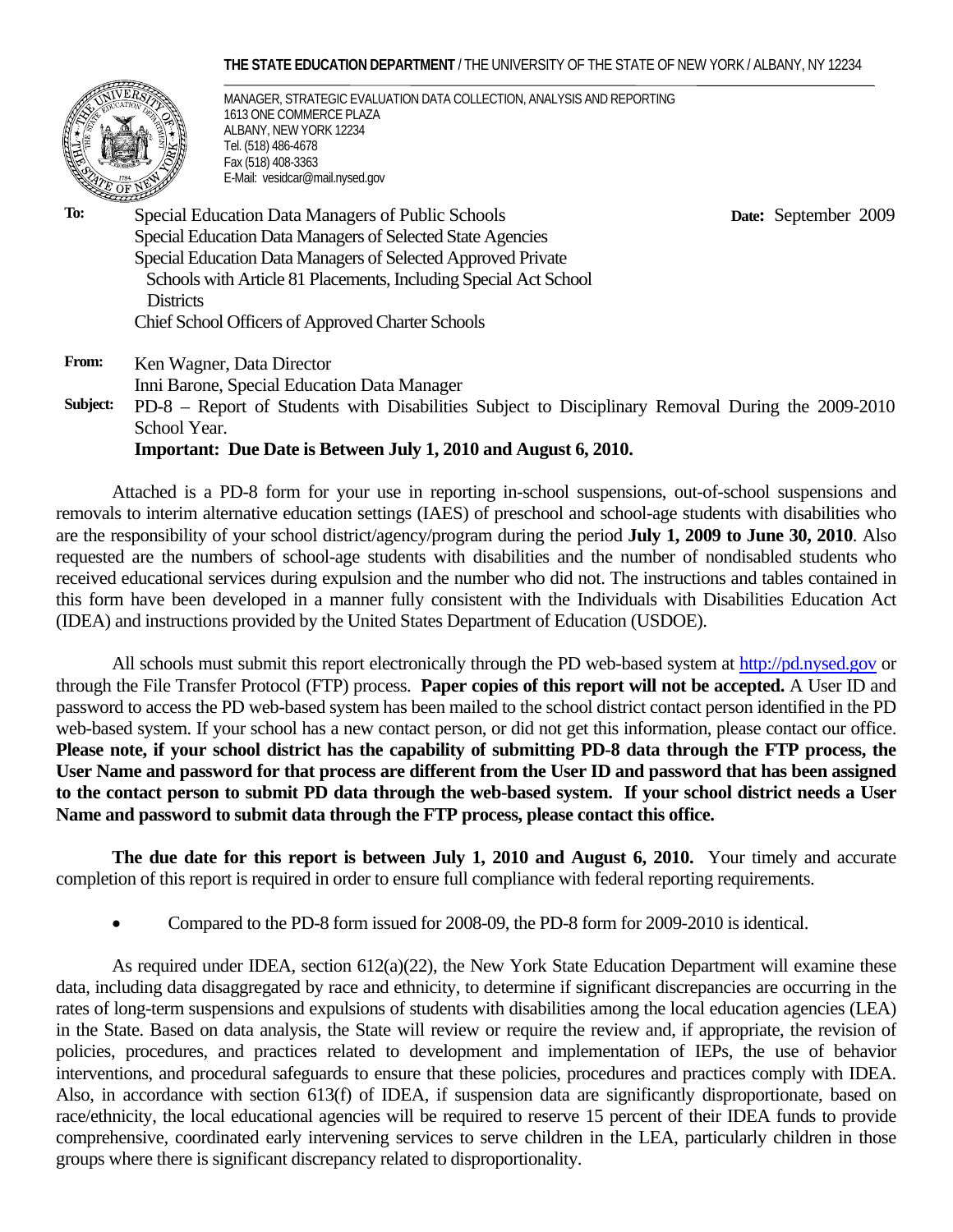**THE STATE EDUCATION DEPARTMENT** / THE UNIVERSITY OF THE STATE OF NEW YORK / ALBANY, NY 12234

MANAGER, STRATEGIC EVALUATION DATA COLLECTION, ANALYSIS AND REPORTING
1613 ONE COMMERCE PLAZA
ALBANY, NEW YORK 12234
Tel. (518) 486-4678
Fax (518) 408-3363
E-Mail: vesidcar@mail.nysed.gov

**To:** Special Education Data Managers of Public Schools
Special Education Data Managers of Selected State Agencies
Special Education Data Managers of Selected Approved Private Schools with Article 81 Placements, Including Special Act School Districts
Chief School Officers of Approved Charter Schools

**Date:** September 2009

**From:** Ken Wagner, Data Director
Inni Barone, Special Education Data Manager

**Subject:** PD-8 – Report of Students with Disabilities Subject to Disciplinary Removal During the 2009-2010 School Year.
**Important: Due Date is Between July 1, 2010 and August 6, 2010.**

Attached is a PD-8 form for your use in reporting in-school suspensions, out-of-school suspensions and removals to interim alternative education settings (IAES) of preschool and school-age students with disabilities who are the responsibility of your school district/agency/program during the period **July 1, 2009 to June 30, 2010**. Also requested are the numbers of school-age students with disabilities and the number of nondisabled students who received educational services during expulsion and the number who did not. The instructions and tables contained in this form have been developed in a manner fully consistent with the Individuals with Disabilities Education Act (IDEA) and instructions provided by the United States Department of Education (USDOE).

All schools must submit this report electronically through the PD web-based system at http://pd.nysed.gov or through the File Transfer Protocol (FTP) process. **Paper copies of this report will not be accepted.** A User ID and password to access the PD web-based system has been mailed to the school district contact person identified in the PD web-based system. If your school has a new contact person, or did not get this information, please contact our office. **Please note, if your school district has the capability of submitting PD-8 data through the FTP process, the User Name and password for that process are different from the User ID and password that has been assigned to the contact person to submit PD data through the web-based system. If your school district needs a User Name and password to submit data through the FTP process, please contact this office.**

**The due date for this report is between July 1, 2010 and August 6, 2010.** Your timely and accurate completion of this report is required in order to ensure full compliance with federal reporting requirements.

- Compared to the PD-8 form issued for 2008-09, the PD-8 form for 2009-2010 is identical.

As required under IDEA, section 612(a)(22), the New York State Education Department will examine these data, including data disaggregated by race and ethnicity, to determine if significant discrepancies are occurring in the rates of long-term suspensions and expulsions of students with disabilities among the local education agencies (LEA) in the State. Based on data analysis, the State will review or require the review and, if appropriate, the revision of policies, procedures, and practices related to development and implementation of IEPs, the use of behavior interventions, and procedural safeguards to ensure that these policies, procedures and practices comply with IDEA. Also, in accordance with section 613(f) of IDEA, if suspension data are significantly disproportionate, based on race/ethnicity, the local educational agencies will be required to reserve 15 percent of their IDEA funds to provide comprehensive, coordinated early intervening services to serve children in the LEA, particularly children in those groups where there is significant discrepancy related to disproportionality.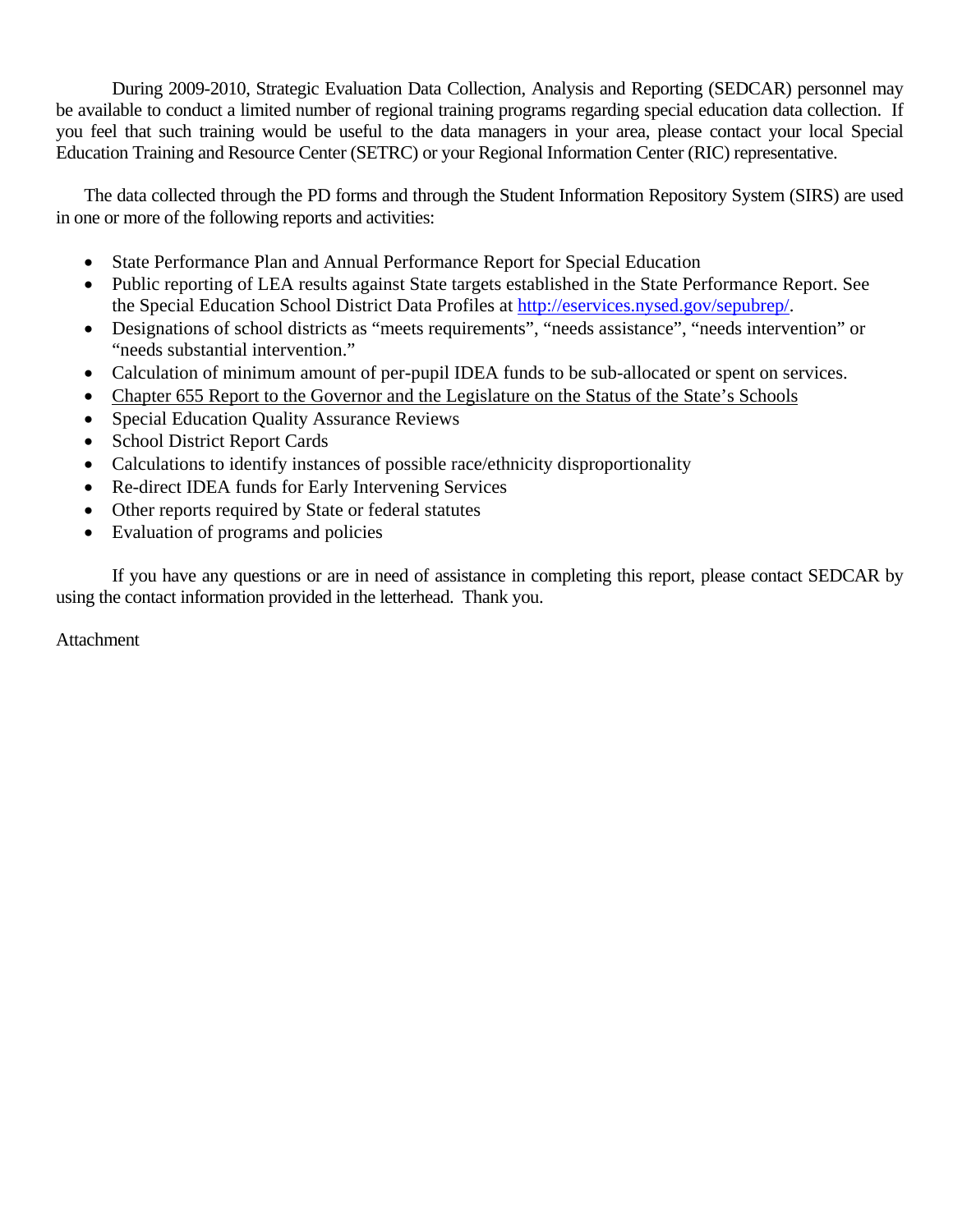During 2009-2010, Strategic Evaluation Data Collection, Analysis and Reporting (SEDCAR) personnel may be available to conduct a limited number of regional training programs regarding special education data collection. If you feel that such training would be useful to the data managers in your area, please contact your local Special Education Training and Resource Center (SETRC) or your Regional Information Center (RIC) representative.

The data collected through the PD forms and through the Student Information Repository System (SIRS) are used in one or more of the following reports and activities:

- State Performance Plan and Annual Performance Report for Special Education
- Public reporting of LEA results against State targets established in the State Performance Report. See the Special Education School District Data Profiles at [http://eservices.nysed.gov/sepubrep/](http://eservices.nysed.gov/sepubrep/).
- Designations of school districts as "meets requirements", "needs assistance", "needs intervention" or "needs substantial intervention."
- Calculation of minimum amount of per-pupil IDEA funds to be sub-allocated or spent on services.
- Chapter 655 Report to the Governor and the Legislature on the Status of the State's Schools
- Special Education Quality Assurance Reviews
- School District Report Cards
- Calculations to identify instances of possible race/ethnicity disproportionality
- Re-direct IDEA funds for Early Intervening Services
- Other reports required by State or federal statutes
- Evaluation of programs and policies

If you have any questions or are in need of assistance in completing this report, please contact SEDCAR by using the contact information provided in the letterhead. Thank you.

Attachment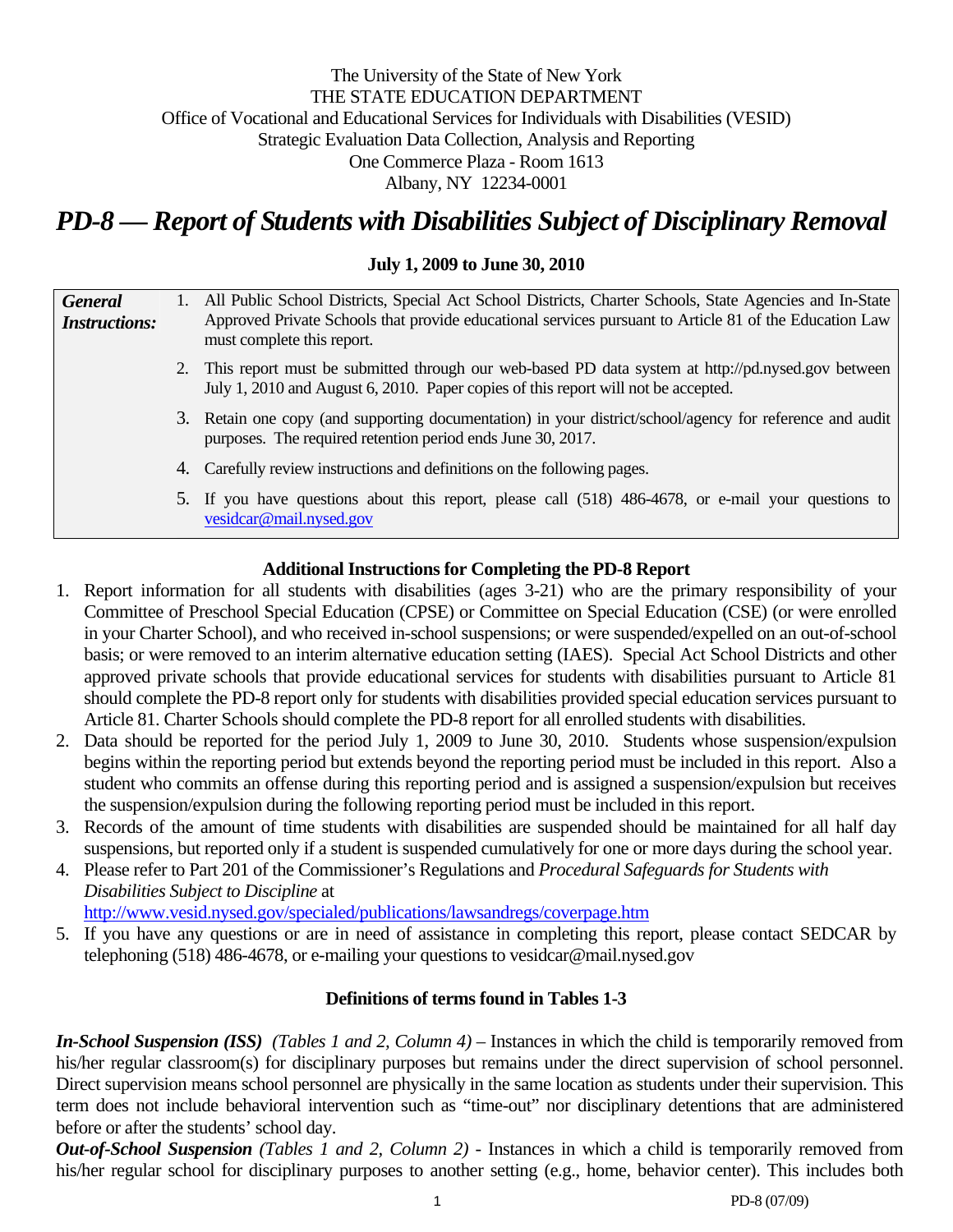The University of the State of New York
THE STATE EDUCATION DEPARTMENT
Office of Vocational and Educational Services for Individuals with Disabilities (VESID)
Strategic Evaluation Data Collection, Analysis and Reporting
One Commerce Plaza - Room 1613
Albany, NY 12234-0001

# *PD-8 — Report of Students with Disabilities Subject of Disciplinary Removal*

**July 1, 2009 to June 30, 2010**

| *General Instructions:* | |
|---|---|
| | 1. All Public School Districts, Special Act School Districts, Charter Schools, State Agencies and In-State Approved Private Schools that provide educational services pursuant to Article 81 of the Education Law must complete this report. |
| | 2. This report must be submitted through our web-based PD data system at http://pd.nysed.gov between July 1, 2010 and August 6, 2010. Paper copies of this report will not be accepted. |
| | 3. Retain one copy (and supporting documentation) in your district/school/agency for reference and audit purposes. The required retention period ends June 30, 2017. |
| | 4. Carefully review instructions and definitions on the following pages. |
| | 5. If you have questions about this report, please call (518) 486-4678, or e-mail your questions to vesidcar@mail.nysed.gov |

### Additional Instructions for Completing the PD-8 Report

1. Report information for all students with disabilities (ages 3-21) who are the primary responsibility of your Committee of Preschool Special Education (CPSE) or Committee on Special Education (CSE) (or were enrolled in your Charter School), and who received in-school suspensions; or were suspended/expelled on an out-of-school basis; or were removed to an interim alternative education setting (IAES). Special Act School Districts and other approved private schools that provide educational services for students with disabilities pursuant to Article 81 should complete the PD-8 report only for students with disabilities provided special education services pursuant to Article 81. Charter Schools should complete the PD-8 report for all enrolled students with disabilities.
2. Data should be reported for the period July 1, 2009 to June 30, 2010. Students whose suspension/expulsion begins within the reporting period but extends beyond the reporting period must be included in this report. Also a student who commits an offense during this reporting period and is assigned a suspension/expulsion but receives the suspension/expulsion during the following reporting period must be included in this report.
3. Records of the amount of time students with disabilities are suspended should be maintained for all half day suspensions, but reported only if a student is suspended cumulatively for one or more days during the school year.
4. Please refer to Part 201 of the Commissioner's Regulations and *Procedural Safeguards for Students with Disabilities Subject to Discipline* at http://www.vesid.nysed.gov/specialed/publications/lawsandregs/coverpage.htm
5. If you have any questions or are in need of assistance in completing this report, please contact SEDCAR by telephoning (518) 486-4678, or e-mailing your questions to vesidcar@mail.nysed.gov

### Definitions of terms found in Tables 1-3

***In-School Suspension (ISS)*** *(Tables 1 and 2, Column 4)* – Instances in which the child is temporarily removed from his/her regular classroom(s) for disciplinary purposes but remains under the direct supervision of school personnel. Direct supervision means school personnel are physically in the same location as students under their supervision. This term does not include behavioral intervention such as "time-out" nor disciplinary detentions that are administered before or after the students' school day.

***Out-of-School Suspension*** *(Tables 1 and 2, Column 2)* - Instances in which a child is temporarily removed from his/her regular school for disciplinary purposes to another setting (e.g., home, behavior center). This includes both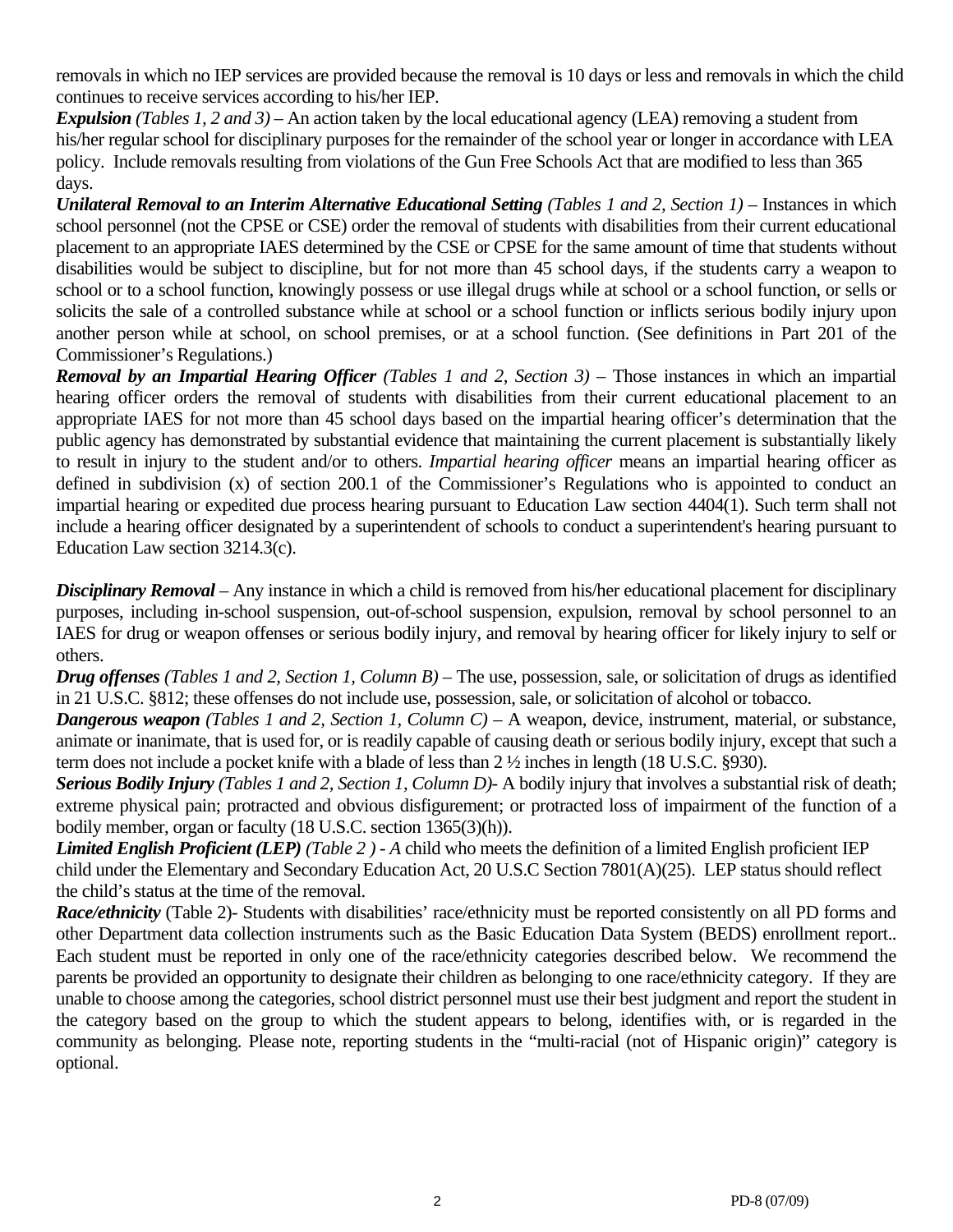removals in which no IEP services are provided because the removal is 10 days or less and removals in which the child continues to receive services according to his/her IEP.

***Expulsion*** *(Tables 1, 2 and 3)* – An action taken by the local educational agency (LEA) removing a student from his/her regular school for disciplinary purposes for the remainder of the school year or longer in accordance with LEA policy. Include removals resulting from violations of the Gun Free Schools Act that are modified to less than 365 days.

***Unilateral Removal to an Interim Alternative Educational Setting*** *(Tables 1 and 2, Section 1)* – Instances in which school personnel (not the CPSE or CSE) order the removal of students with disabilities from their current educational placement to an appropriate IAES determined by the CSE or CPSE for the same amount of time that students without disabilities would be subject to discipline, but for not more than 45 school days, if the students carry a weapon to school or to a school function, knowingly possess or use illegal drugs while at school or a school function, or sells or solicits the sale of a controlled substance while at school or a school function or inflicts serious bodily injury upon another person while at school, on school premises, or at a school function. (See definitions in Part 201 of the Commissioner's Regulations.)

***Removal by an Impartial Hearing Officer*** *(Tables 1 and 2, Section 3)* – Those instances in which an impartial hearing officer orders the removal of students with disabilities from their current educational placement to an appropriate IAES for not more than 45 school days based on the impartial hearing officer's determination that the public agency has demonstrated by substantial evidence that maintaining the current placement is substantially likely to result in injury to the student and/or to others. *Impartial hearing officer* means an impartial hearing officer as defined in subdivision (x) of section 200.1 of the Commissioner's Regulations who is appointed to conduct an impartial hearing or expedited due process hearing pursuant to Education Law section 4404(1). Such term shall not include a hearing officer designated by a superintendent of schools to conduct a superintendent's hearing pursuant to Education Law section 3214.3(c).

***Disciplinary Removal*** – Any instance in which a child is removed from his/her educational placement for disciplinary purposes, including in-school suspension, out-of-school suspension, expulsion, removal by school personnel to an IAES for drug or weapon offenses or serious bodily injury, and removal by hearing officer for likely injury to self or others.

***Drug offenses*** *(Tables 1 and 2, Section 1, Column B)* – The use, possession, sale, or solicitation of drugs as identified in 21 U.S.C. §812; these offenses do not include use, possession, sale, or solicitation of alcohol or tobacco.

***Dangerous weapon*** *(Tables 1 and 2, Section 1, Column C)* – A weapon, device, instrument, material, or substance, animate or inanimate, that is used for, or is readily capable of causing death or serious bodily injury, except that such a term does not include a pocket knife with a blade of less than 2 ½ inches in length (18 U.S.C. §930).

***Serious Bodily Injury*** *(Tables 1 and 2, Section 1, Column D)*- A bodily injury that involves a substantial risk of death; extreme physical pain; protracted and obvious disfigurement; or protracted loss of impairment of the function of a bodily member, organ or faculty (18 U.S.C. section 1365(3)(h)).

***Limited English Proficient (LEP)*** *(Table 2 ) - A* child who meets the definition of a limited English proficient IEP child under the Elementary and Secondary Education Act, 20 U.S.C Section 7801(A)(25). LEP status should reflect the child's status at the time of the removal.

***Race/ethnicity*** (Table 2)- Students with disabilities' race/ethnicity must be reported consistently on all PD forms and other Department data collection instruments such as the Basic Education Data System (BEDS) enrollment report.. Each student must be reported in only one of the race/ethnicity categories described below. We recommend the parents be provided an opportunity to designate their children as belonging to one race/ethnicity category. If they are unable to choose among the categories, school district personnel must use their best judgment and report the student in the category based on the group to which the student appears to belong, identifies with, or is regarded in the community as belonging. Please note, reporting students in the "multi-racial (not of Hispanic origin)" category is optional.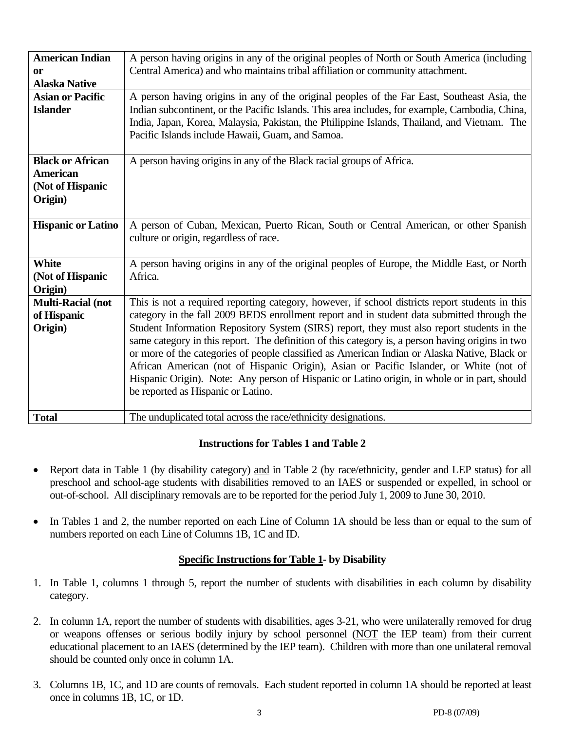| | |
|---|---|
| **American Indian or Alaska Native** | A person having origins in any of the original peoples of North or South America (including Central America) and who maintains tribal affiliation or community attachment. |
| **Asian or Pacific Islander** | A person having origins in any of the original peoples of the Far East, Southeast Asia, the Indian subcontinent, or the Pacific Islands. This area includes, for example, Cambodia, China, India, Japan, Korea, Malaysia, Pakistan, the Philippine Islands, Thailand, and Vietnam. The Pacific Islands include Hawaii, Guam, and Samoa. |
| **Black or African American (Not of Hispanic Origin)** | A person having origins in any of the Black racial groups of Africa. |
| **Hispanic or Latino** | A person of Cuban, Mexican, Puerto Rican, South or Central American, or other Spanish culture or origin, regardless of race. |
| **White (Not of Hispanic Origin)** | A person having origins in any of the original peoples of Europe, the Middle East, or North Africa. |
| **Multi-Racial (not of Hispanic Origin)** | This is not a required reporting category, however, if school districts report students in this category in the fall 2009 BEDS enrollment report and in student data submitted through the Student Information Repository System (SIRS) report, they must also report students in the same category in this report. The definition of this category is, a person having origins in two or more of the categories of people classified as American Indian or Alaska Native, Black or African American (not of Hispanic Origin), Asian or Pacific Islander, or White (not of Hispanic Origin). Note: Any person of Hispanic or Latino origin, in whole or in part, should be reported as Hispanic or Latino. |
| **Total** | The unduplicated total across the race/ethnicity designations. |

### Instructions for Tables 1 and Table 2

- Report data in Table 1 (by disability category) and in Table 2 (by race/ethnicity, gender and LEP status) for all preschool and school-age students with disabilities removed to an IAES or suspended or expelled, in school or out-of-school. All disciplinary removals are to be reported for the period July 1, 2009 to June 30, 2010.

- In Tables 1 and 2, the number reported on each Line of Column 1A should be less than or equal to the sum of numbers reported on each Line of Columns 1B, 1C and ID.

### Specific Instructions for Table 1- by Disability

1. In Table 1, columns 1 through 5, report the number of students with disabilities in each column by disability category.

2. In column 1A, report the number of students with disabilities, ages 3-21, who were unilaterally removed for drug or weapons offenses or serious bodily injury by school personnel (NOT the IEP team) from their current educational placement to an IAES (determined by the IEP team). Children with more than one unilateral removal should be counted only once in column 1A.

3. Columns 1B, 1C, and 1D are counts of removals. Each student reported in column 1A should be reported at least once in columns 1B, 1C, or 1D.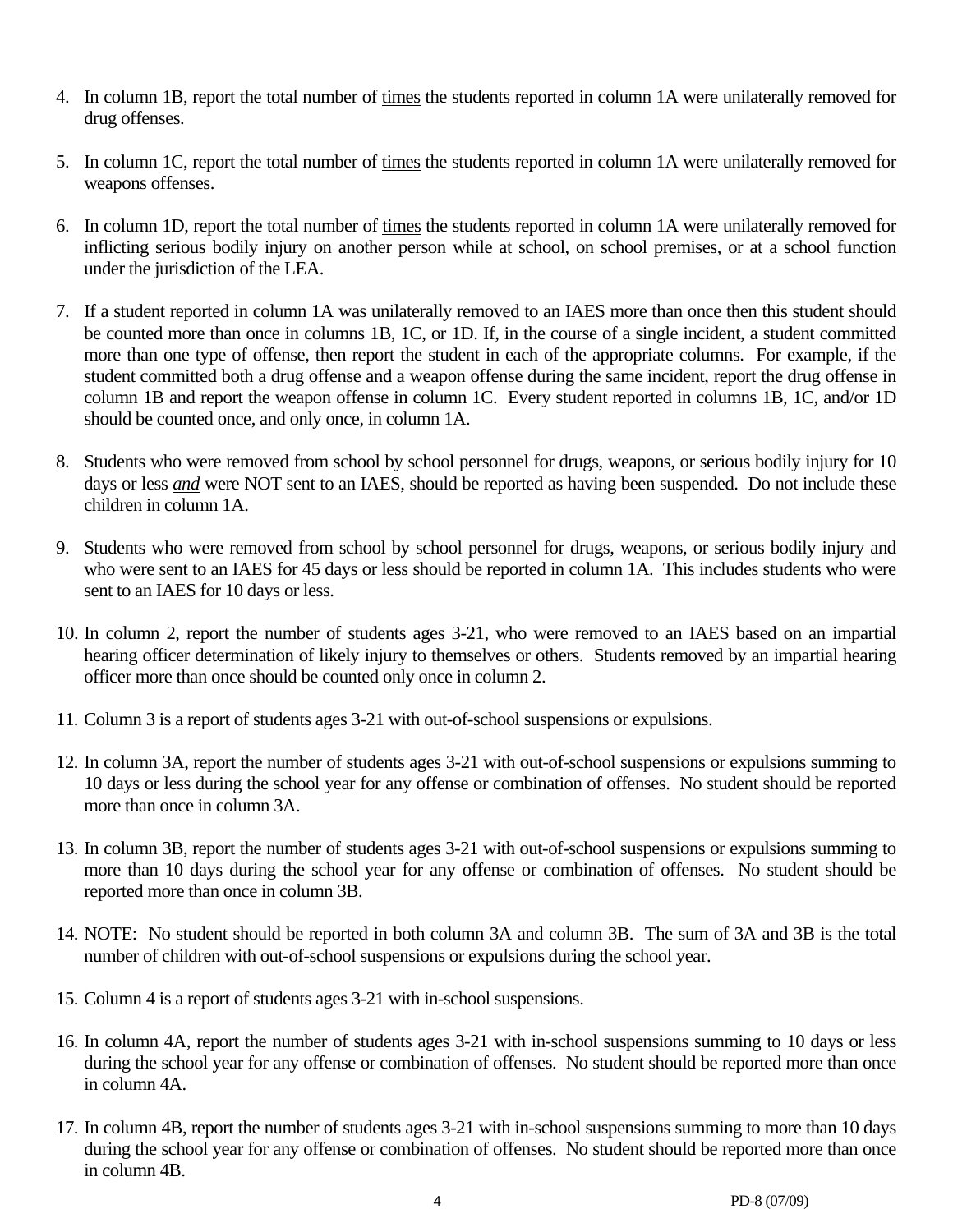4. In column 1B, report the total number of <u>times</u> the students reported in column 1A were unilaterally removed for drug offenses.

5. In column 1C, report the total number of <u>times</u> the students reported in column 1A were unilaterally removed for weapons offenses.

6. In column 1D, report the total number of <u>times</u> the students reported in column 1A were unilaterally removed for inflicting serious bodily injury on another person while at school, on school premises, or at a school function under the jurisdiction of the LEA.

7. If a student reported in column 1A was unilaterally removed to an IAES more than once then this student should be counted more than once in columns 1B, 1C, or 1D. If, in the course of a single incident, a student committed more than one type of offense, then report the student in each of the appropriate columns. For example, if the student committed both a drug offense and a weapon offense during the same incident, report the drug offense in column 1B and report the weapon offense in column 1C. Every student reported in columns 1B, 1C, and/or 1D should be counted once, and only once, in column 1A.

8. Students who were removed from school by school personnel for drugs, weapons, or serious bodily injury for 10 days or less <u>*and*</u> were NOT sent to an IAES, should be reported as having been suspended. Do not include these children in column 1A.

9. Students who were removed from school by school personnel for drugs, weapons, or serious bodily injury and who were sent to an IAES for 45 days or less should be reported in column 1A. This includes students who were sent to an IAES for 10 days or less.

10. In column 2, report the number of students ages 3-21, who were removed to an IAES based on an impartial hearing officer determination of likely injury to themselves or others. Students removed by an impartial hearing officer more than once should be counted only once in column 2.

11. Column 3 is a report of students ages 3-21 with out-of-school suspensions or expulsions.

12. In column 3A, report the number of students ages 3-21 with out-of-school suspensions or expulsions summing to 10 days or less during the school year for any offense or combination of offenses. No student should be reported more than once in column 3A.

13. In column 3B, report the number of students ages 3-21 with out-of-school suspensions or expulsions summing to more than 10 days during the school year for any offense or combination of offenses. No student should be reported more than once in column 3B.

14. NOTE: No student should be reported in both column 3A and column 3B. The sum of 3A and 3B is the total number of children with out-of-school suspensions or expulsions during the school year.

15. Column 4 is a report of students ages 3-21 with in-school suspensions.

16. In column 4A, report the number of students ages 3-21 with in-school suspensions summing to 10 days or less during the school year for any offense or combination of offenses. No student should be reported more than once in column 4A.

17. In column 4B, report the number of students ages 3-21 with in-school suspensions summing to more than 10 days during the school year for any offense or combination of offenses. No student should be reported more than once in column 4B.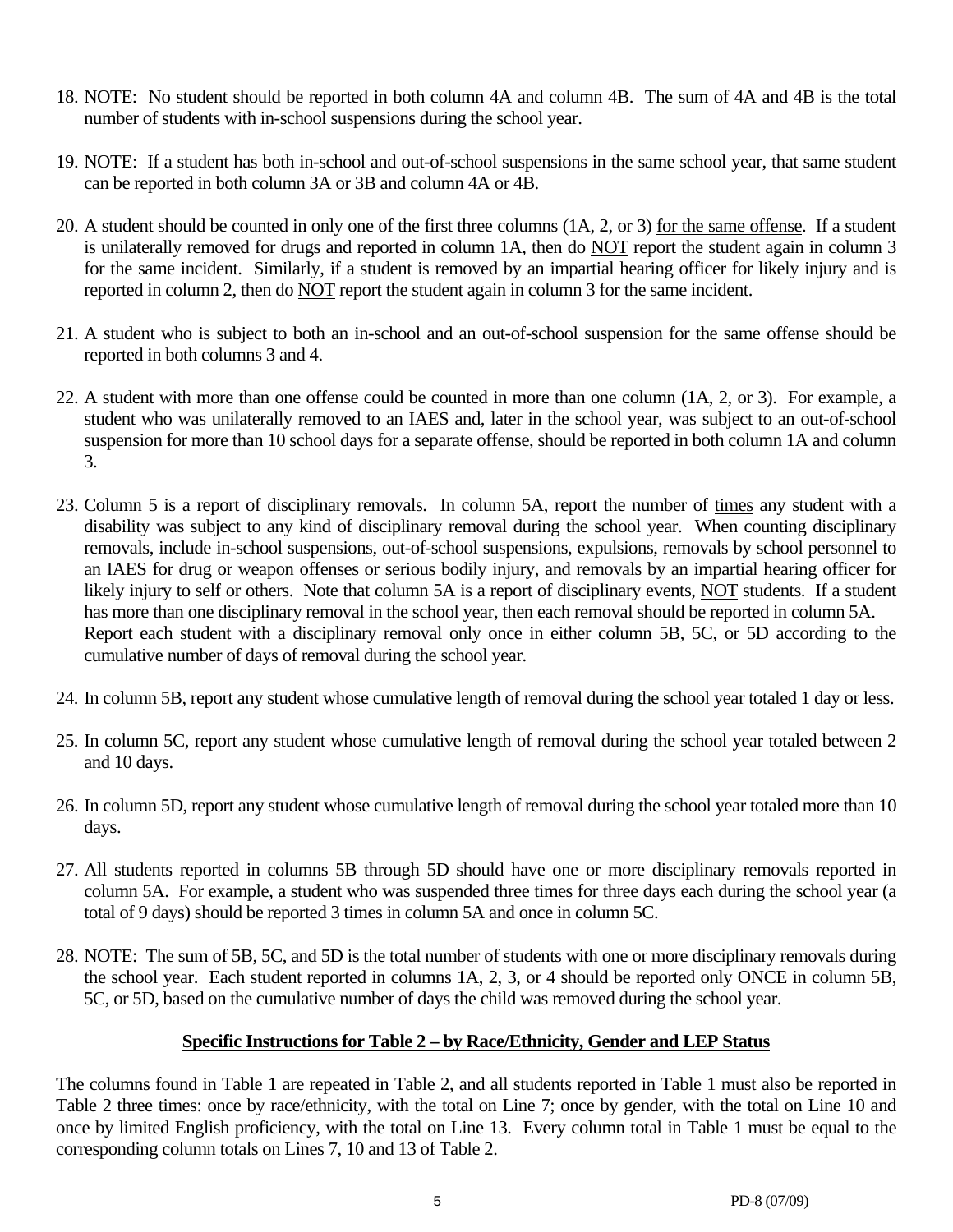18. NOTE: No student should be reported in both column 4A and column 4B. The sum of 4A and 4B is the total number of students with in-school suspensions during the school year.

19. NOTE: If a student has both in-school and out-of-school suspensions in the same school year, that same student can be reported in both column 3A or 3B and column 4A or 4B.

20. A student should be counted in only one of the first three columns (1A, 2, or 3) <u>for the same offense</u>. If a student is unilaterally removed for drugs and reported in column 1A, then do <u>NOT</u> report the student again in column 3 for the same incident. Similarly, if a student is removed by an impartial hearing officer for likely injury and is reported in column 2, then do <u>NOT</u> report the student again in column 3 for the same incident.

21. A student who is subject to both an in-school and an out-of-school suspension for the same offense should be reported in both columns 3 and 4.

22. A student with more than one offense could be counted in more than one column (1A, 2, or 3). For example, a student who was unilaterally removed to an IAES and, later in the school year, was subject to an out-of-school suspension for more than 10 school days for a separate offense, should be reported in both column 1A and column 3.

23. Column 5 is a report of disciplinary removals. In column 5A, report the number of <u>times</u> any student with a disability was subject to any kind of disciplinary removal during the school year. When counting disciplinary removals, include in-school suspensions, out-of-school suspensions, expulsions, removals by school personnel to an IAES for drug or weapon offenses or serious bodily injury, and removals by an impartial hearing officer for likely injury to self or others. Note that column 5A is a report of disciplinary events, <u>NOT</u> students. If a student has more than one disciplinary removal in the school year, then each removal should be reported in column 5A. Report each student with a disciplinary removal only once in either column 5B, 5C, or 5D according to the cumulative number of days of removal during the school year.

24. In column 5B, report any student whose cumulative length of removal during the school year totaled 1 day or less.

25. In column 5C, report any student whose cumulative length of removal during the school year totaled between 2 and 10 days.

26. In column 5D, report any student whose cumulative length of removal during the school year totaled more than 10 days.

27. All students reported in columns 5B through 5D should have one or more disciplinary removals reported in column 5A. For example, a student who was suspended three times for three days each during the school year (a total of 9 days) should be reported 3 times in column 5A and once in column 5C.

28. NOTE: The sum of 5B, 5C, and 5D is the total number of students with one or more disciplinary removals during the school year. Each student reported in columns 1A, 2, 3, or 4 should be reported only ONCE in column 5B, 5C, or 5D, based on the cumulative number of days the child was removed during the school year.

## <u>Specific Instructions for Table 2 – by Race/Ethnicity, Gender and LEP Status</u>

The columns found in Table 1 are repeated in Table 2, and all students reported in Table 1 must also be reported in Table 2 three times: once by race/ethnicity, with the total on Line 7; once by gender, with the total on Line 10 and once by limited English proficiency, with the total on Line 13. Every column total in Table 1 must be equal to the corresponding column totals on Lines 7, 10 and 13 of Table 2.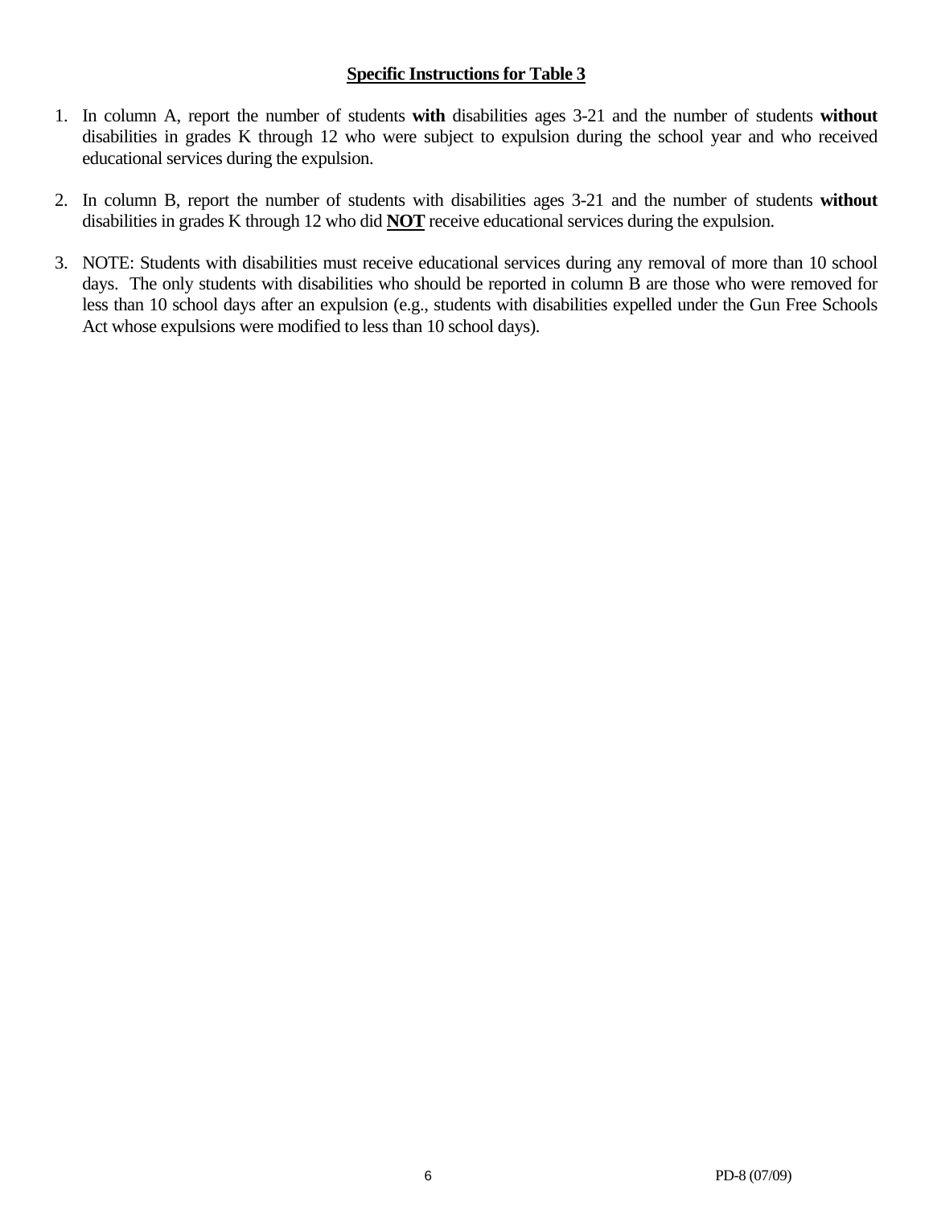## **Specific Instructions for Table 3**

1. In column A, report the number of students **with** disabilities ages 3-21 and the number of students **without** disabilities in grades K through 12 who were subject to expulsion during the school year and who received educational services during the expulsion.

2. In column B, report the number of students with disabilities ages 3-21 and the number of students **without** disabilities in grades K through 12 who did **NOT** receive educational services during the expulsion.

3. NOTE: Students with disabilities must receive educational services during any removal of more than 10 school days. The only students with disabilities who should be reported in column B are those who were removed for less than 10 school days after an expulsion (e.g., students with disabilities expelled under the Gun Free Schools Act whose expulsions were modified to less than 10 school days).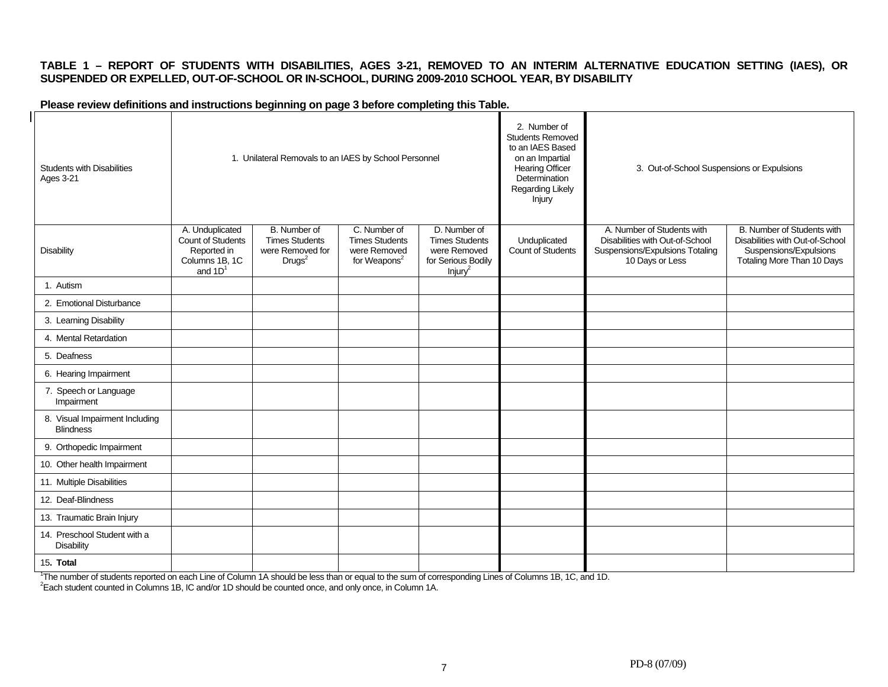**TABLE 1 – REPORT OF STUDENTS WITH DISABILITIES, AGES 3-21, REMOVED TO AN INTERIM ALTERNATIVE EDUCATION SETTING (IAES), OR SUSPENDED OR EXPELLED, OUT-OF-SCHOOL OR IN-SCHOOL, DURING 2009-2010 SCHOOL YEAR, BY DISABILITY**

**Please review definitions and instructions beginning on page 3 before completing this Table.**

| Students with Disabilities Ages 3-21 | 1. Unilateral Removals to an IAES by School Personnel | | | | 2. Number of Students Removed to an IAES Based on an Impartial Hearing Officer Determination Regarding Likely Injury | 3. Out-of-School Suspensions or Expulsions | |
|---|---|---|---|---|---|---|---|
| Disability | A. Unduplicated Count of Students Reported in Columns 1B, 1C and 1D[1] | B. Number of Times Students were Removed for Drugs[2] | C. Number of Times Students were Removed for Weapons[2] | D. Number of Times Students were Removed for Serious Bodily Injury[2] | Unduplicated Count of Students | A. Number of Students with Disabilities with Out-of-School Suspensions/Expulsions Totaling 10 Days or Less | B. Number of Students with Disabilities with Out-of-School Suspensions/Expulsions Totaling More Than 10 Days |
| 1. Autism | | | | | | | |
| 2. Emotional Disturbance | | | | | | | |
| 3. Learning Disability | | | | | | | |
| 4. Mental Retardation | | | | | | | |
| 5. Deafness | | | | | | | |
| 6. Hearing Impairment | | | | | | | |
| 7. Speech or Language Impairment | | | | | | | |
| 8. Visual Impairment Including Blindness | | | | | | | |
| 9. Orthopedic Impairment | | | | | | | |
| 10. Other health Impairment | | | | | | | |
| 11. Multiple Disabilities | | | | | | | |
| 12. Deaf-Blindness | | | | | | | |
| 13. Traumatic Brain Injury | | | | | | | |
| 14. Preschool Student with a Disability | | | | | | | |
| 15. **Total** | | | | | | | |

[1]The number of students reported on each Line of Column 1A should be less than or equal to the sum of corresponding Lines of Columns 1B, 1C, and 1D.

[2]Each student counted in Columns 1B, IC and/or 1D should be counted once, and only once, in Column 1A.

PD-8 (07/09)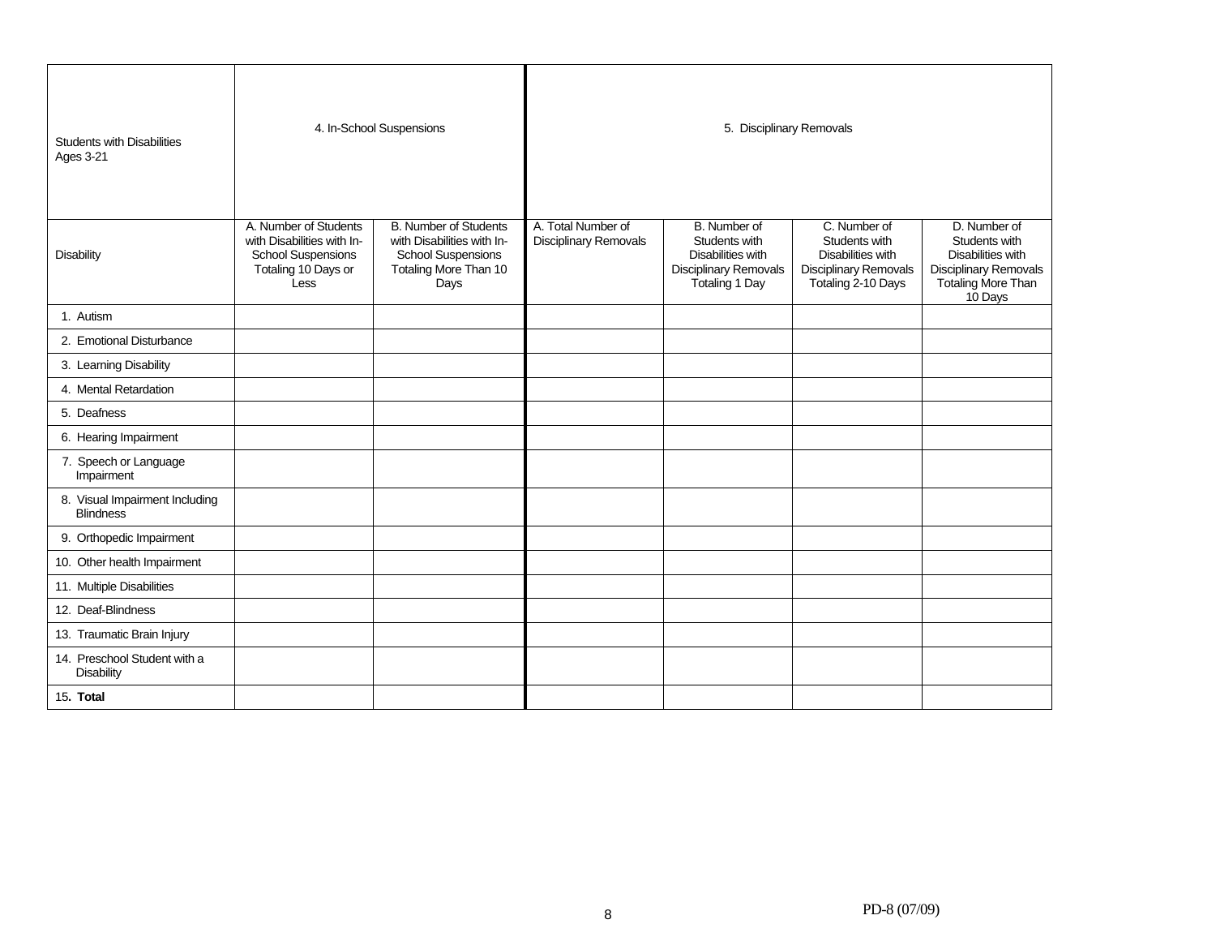| Students with Disabilities Ages 3-21 | 4. In-School Suspensions | | 5. Disciplinary Removals | | | |
|---|---|---|---|---|---|---|
| Disability | A. Number of Students with Disabilities with In-School Suspensions Totaling 10 Days or Less | B. Number of Students with Disabilities with In-School Suspensions Totaling More Than 10 Days | A. Total Number of Disciplinary Removals | B. Number of Students with Disabilities with Disciplinary Removals Totaling 1 Day | C. Number of Students with Disabilities with Disciplinary Removals Totaling 2-10 Days | D. Number of Students with Disabilities with Disciplinary Removals Totaling More Than 10 Days |
| 1. Autism | | | | | | |
| 2. Emotional Disturbance | | | | | | |
| 3. Learning Disability | | | | | | |
| 4. Mental Retardation | | | | | | |
| 5. Deafness | | | | | | |
| 6. Hearing Impairment | | | | | | |
| 7. Speech or Language Impairment | | | | | | |
| 8. Visual Impairment Including Blindness | | | | | | |
| 9. Orthopedic Impairment | | | | | | |
| 10. Other health Impairment | | | | | | |
| 11. Multiple Disabilities | | | | | | |
| 12. Deaf-Blindness | | | | | | |
| 13. Traumatic Brain Injury | | | | | | |
| 14. Preschool Student with a Disability | | | | | | |
| 15**. Total** | | | | | | |

PD-8 (07/09)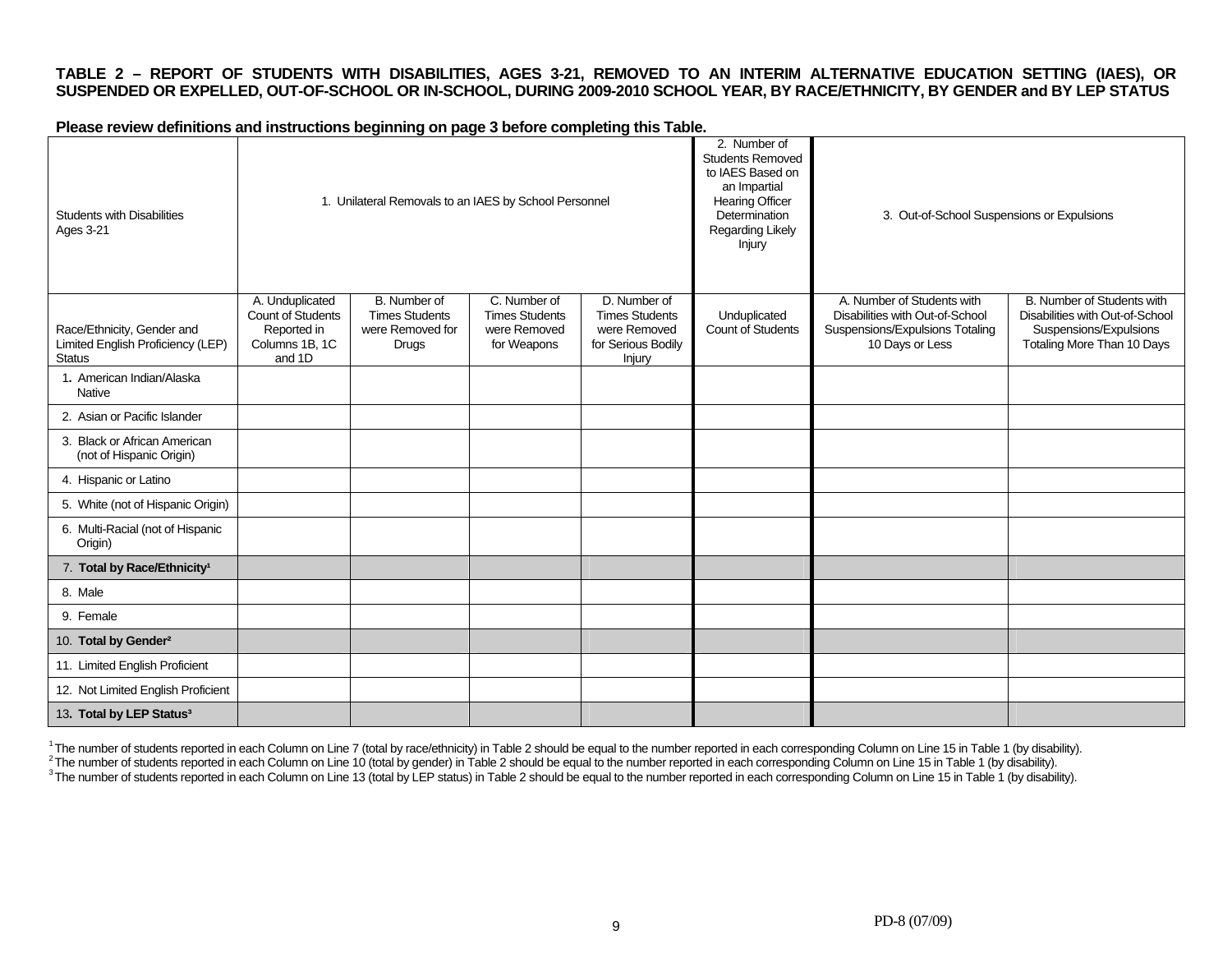**TABLE 2 – REPORT OF STUDENTS WITH DISABILITIES, AGES 3-21, REMOVED TO AN INTERIM ALTERNATIVE EDUCATION SETTING (IAES), OR SUSPENDED OR EXPELLED, OUT-OF-SCHOOL OR IN-SCHOOL, DURING 2009-2010 SCHOOL YEAR, BY RACE/ETHNICITY, BY GENDER and BY LEP STATUS**

**Please review definitions and instructions beginning on page 3 before completing this Table.**

| Students with Disabilities Ages 3-21 | 1. Unilateral Removals to an IAES by School Personnel | | | | 2. Number of Students Removed to IAES Based on an Impartial Hearing Officer Determination Regarding Likely Injury | 3. Out-of-School Suspensions or Expulsions | |
|---|---|---|---|---|---|---|---|
| Race/Ethnicity, Gender and Limited English Proficiency (LEP) Status | A. Unduplicated Count of Students Reported in Columns 1B, 1C and 1D | B. Number of Times Students were Removed for Drugs | C. Number of Times Students were Removed for Weapons | D. Number of Times Students were Removed for Serious Bodily Injury | Unduplicated Count of Students | A. Number of Students with Disabilities with Out-of-School Suspensions/Expulsions Totaling 10 Days or Less | B. Number of Students with Disabilities with Out-of-School Suspensions/Expulsions Totaling More Than 10 Days |
| 1. American Indian/Alaska Native | | | | | | | |
| 2. Asian or Pacific Islander | | | | | | | |
| 3. Black or African American (not of Hispanic Origin) | | | | | | | |
| 4. Hispanic or Latino | | | | | | | |
| 5. White (not of Hispanic Origin) | | | | | | | |
| 6. Multi-Racial (not of Hispanic Origin) | | | | | | | |
| 7. **Total by Race/Ethnicity**[1] | | | | | | | |
| 8. Male | | | | | | | |
| 9. Female | | | | | | | |
| 10. **Total by Gender**[2] | | | | | | | |
| 11. Limited English Proficient | | | | | | | |
| 12. Not Limited English Proficient | | | | | | | |
| 13. **Total by LEP Status**[3] | | | | | | | |

[1] The number of students reported in each Column on Line 7 (total by race/ethnicity) in Table 2 should be equal to the number reported in each corresponding Column on Line 15 in Table 1 (by disability).
[2] The number of students reported in each Column on Line 10 (total by gender) in Table 2 should be equal to the number reported in each corresponding Column on Line 15 in Table 1 (by disability).
[3] The number of students reported in each Column on Line 13 (total by LEP status) in Table 2 should be equal to the number reported in each corresponding Column on Line 15 in Table 1 (by disability).

PD-8 (07/09)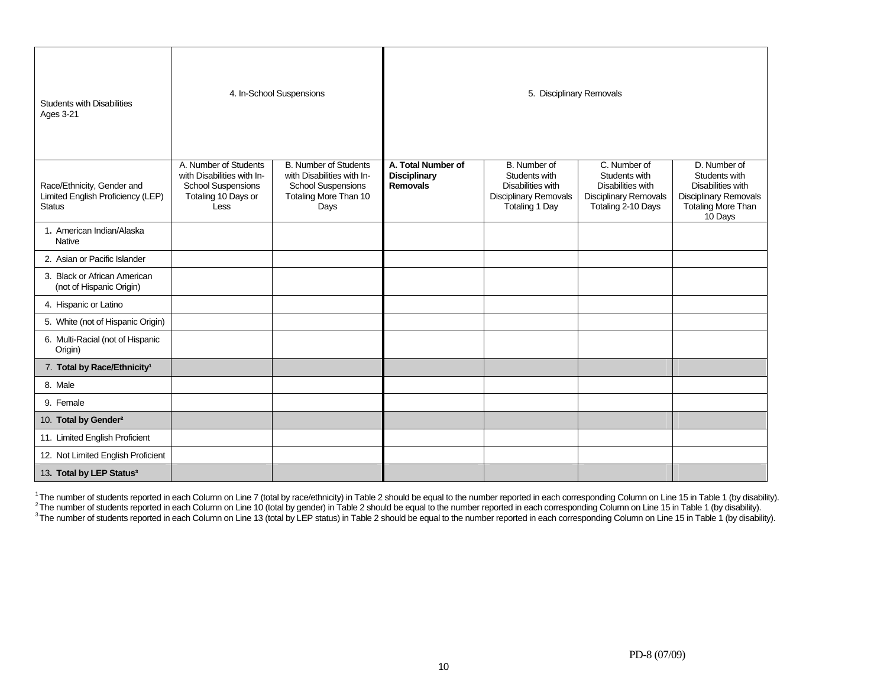| Students with Disabilities Ages 3-21 | 4. In-School Suspensions | | 5. Disciplinary Removals | | | |
|---|---|---|---|---|---|---|
| Race/Ethnicity, Gender and Limited English Proficiency (LEP) Status | A. Number of Students with Disabilities with In-School Suspensions Totaling 10 Days or Less | B. Number of Students with Disabilities with In-School Suspensions Totaling More Than 10 Days | **A. Total Number of Disciplinary Removals** | B. Number of Students with Disabilities with Disciplinary Removals Totaling 1 Day | C. Number of Students with Disabilities with Disciplinary Removals Totaling 2-10 Days | D. Number of Students with Disabilities with Disciplinary Removals Totaling More Than 10 Days |
| 1. American Indian/Alaska Native | | | | | | |
| 2. Asian or Pacific Islander | | | | | | |
| 3. Black or African American (not of Hispanic Origin) | | | | | | |
| 4. Hispanic or Latino | | | | | | |
| 5. White (not of Hispanic Origin) | | | | | | |
| 6. Multi-Racial (not of Hispanic Origin) | | | | | | |
| 7. **Total by Race/Ethnicity**[1] | | | | | | |
| 8. Male | | | | | | |
| 9. Female | | | | | | |
| 10. **Total by Gender**[2] | | | | | | |
| 11. Limited English Proficient | | | | | | |
| 12. Not Limited English Proficient | | | | | | |
| 13. **Total by LEP Status**[3] | | | | | | |

[1] The number of students reported in each Column on Line 7 (total by race/ethnicity) in Table 2 should be equal to the number reported in each corresponding Column on Line 15 in Table 1 (by disability).
[2] The number of students reported in each Column on Line 10 (total by gender) in Table 2 should be equal to the number reported in each corresponding Column on Line 15 in Table 1 (by disability).
[3] The number of students reported in each Column on Line 13 (total by LEP status) in Table 2 should be equal to the number reported in each corresponding Column on Line 15 in Table 1 (by disability).

PD-8 (07/09)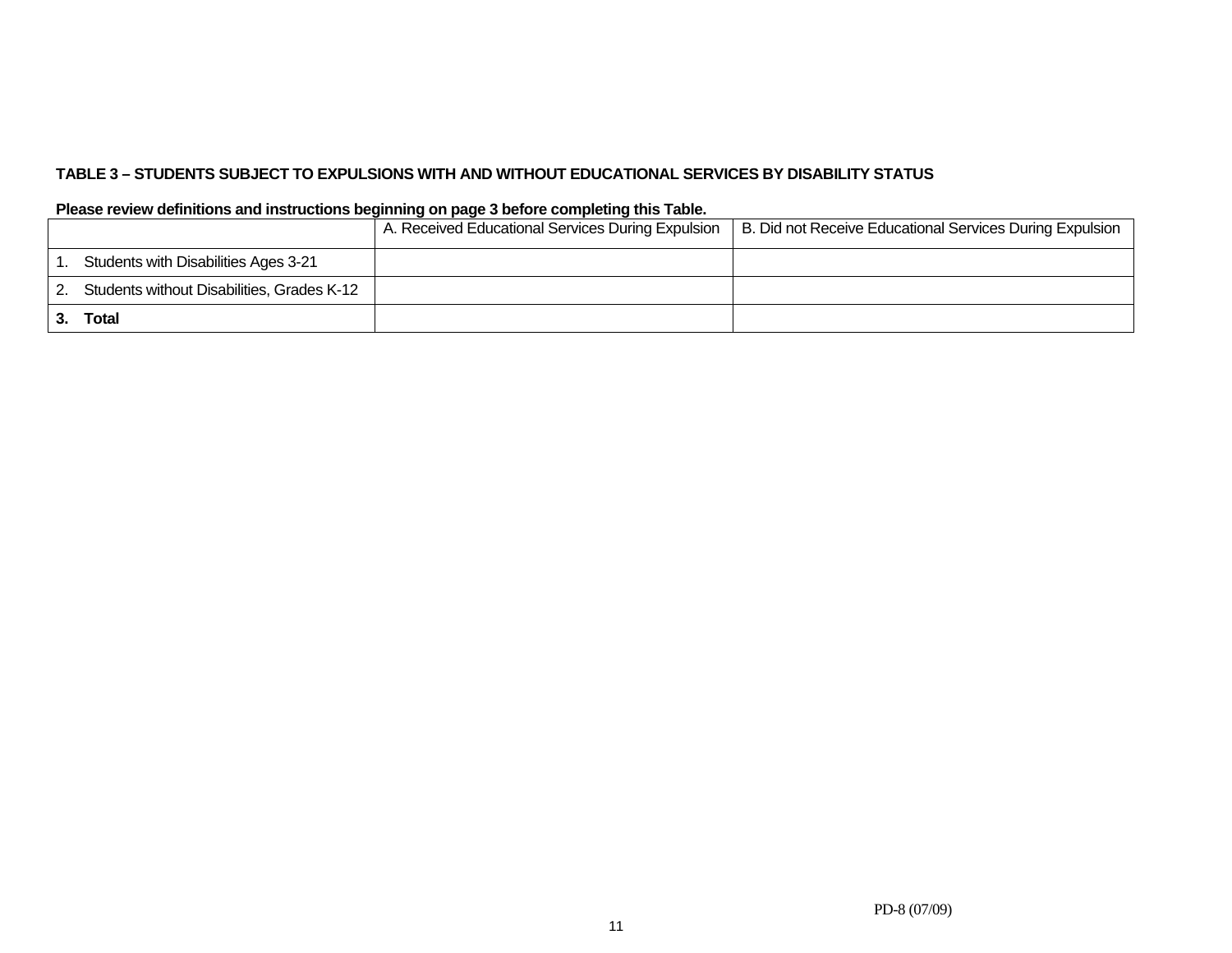**TABLE 3 – STUDENTS SUBJECT TO EXPULSIONS WITH AND WITHOUT EDUCATIONAL SERVICES BY DISABILITY STATUS**

**Please review definitions and instructions beginning on page 3 before completing this Table.**

| | A. Received Educational Services During Expulsion | B. Did not Receive Educational Services During Expulsion |
|---|---|---|
| 1. Students with Disabilities Ages 3-21 | | |
| 2. Students without Disabilities, Grades K-12 | | |
| **3. Total** | | |

PD-8 (07/09)